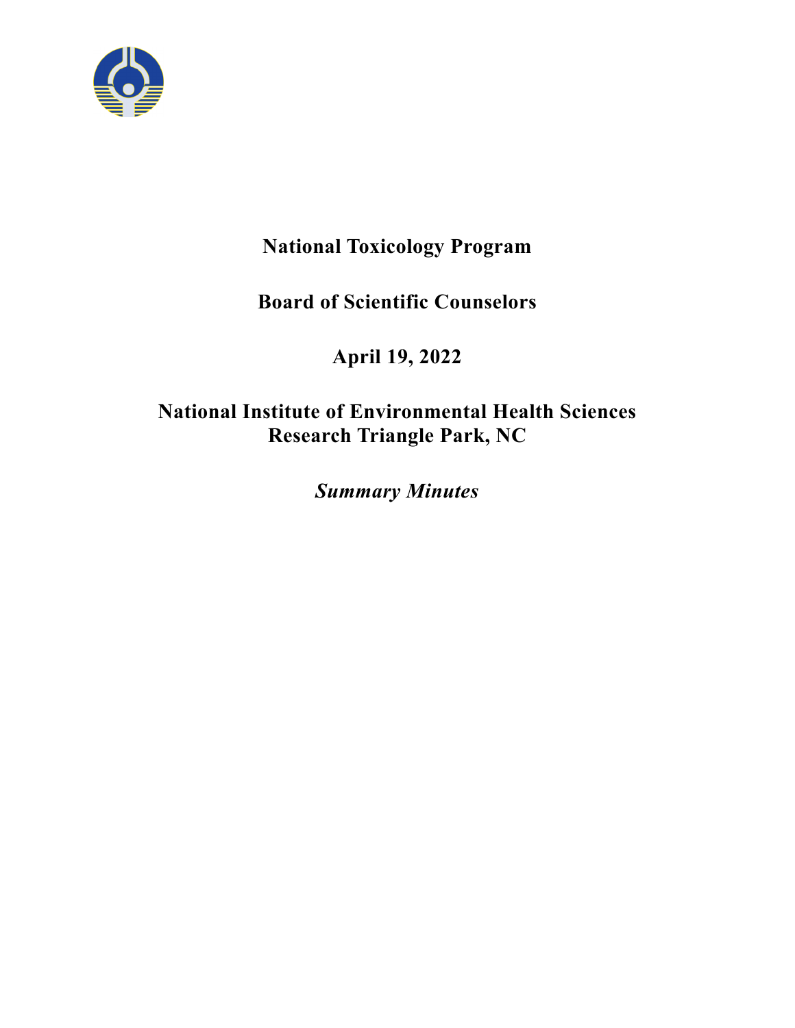# National Toxicology Program

## Board of Scientific Counselors

## April 19, 2022

## National Institute of Environmental Health Sciences
## Research Triangle Park, NC

***Summary Minutes***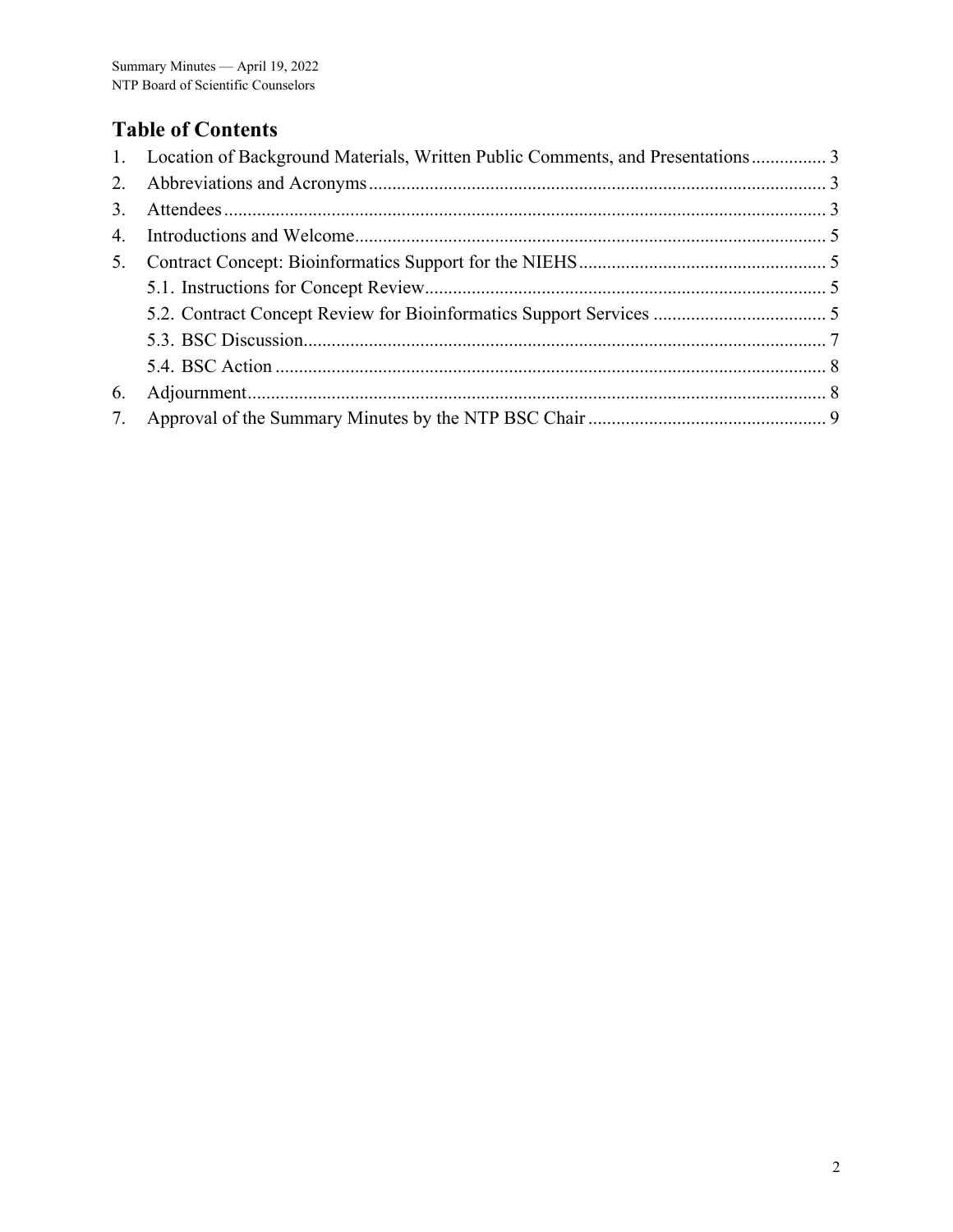## Table of Contents

1. Location of Background Materials, Written Public Comments, and Presentations ................ 3
2. Abbreviations and Acronyms ................................................................................. 3
3. Attendees ................................................................................................................ 3
4. Introductions and Welcome .................................................................................... 5
5. Contract Concept: Bioinformatics Support for the NIEHS .................................... 5
   - 5.1. Instructions for Concept Review ..................................................................... 5
   - 5.2. Contract Concept Review for Bioinformatics Support Services ..................... 5
   - 5.3. BSC Discussion ............................................................................................... 7
   - 5.4. BSC Action ..................................................................................................... 8
6. Adjournment ........................................................................................................... 8
7. Approval of the Summary Minutes by the NTP BSC Chair .................................. 9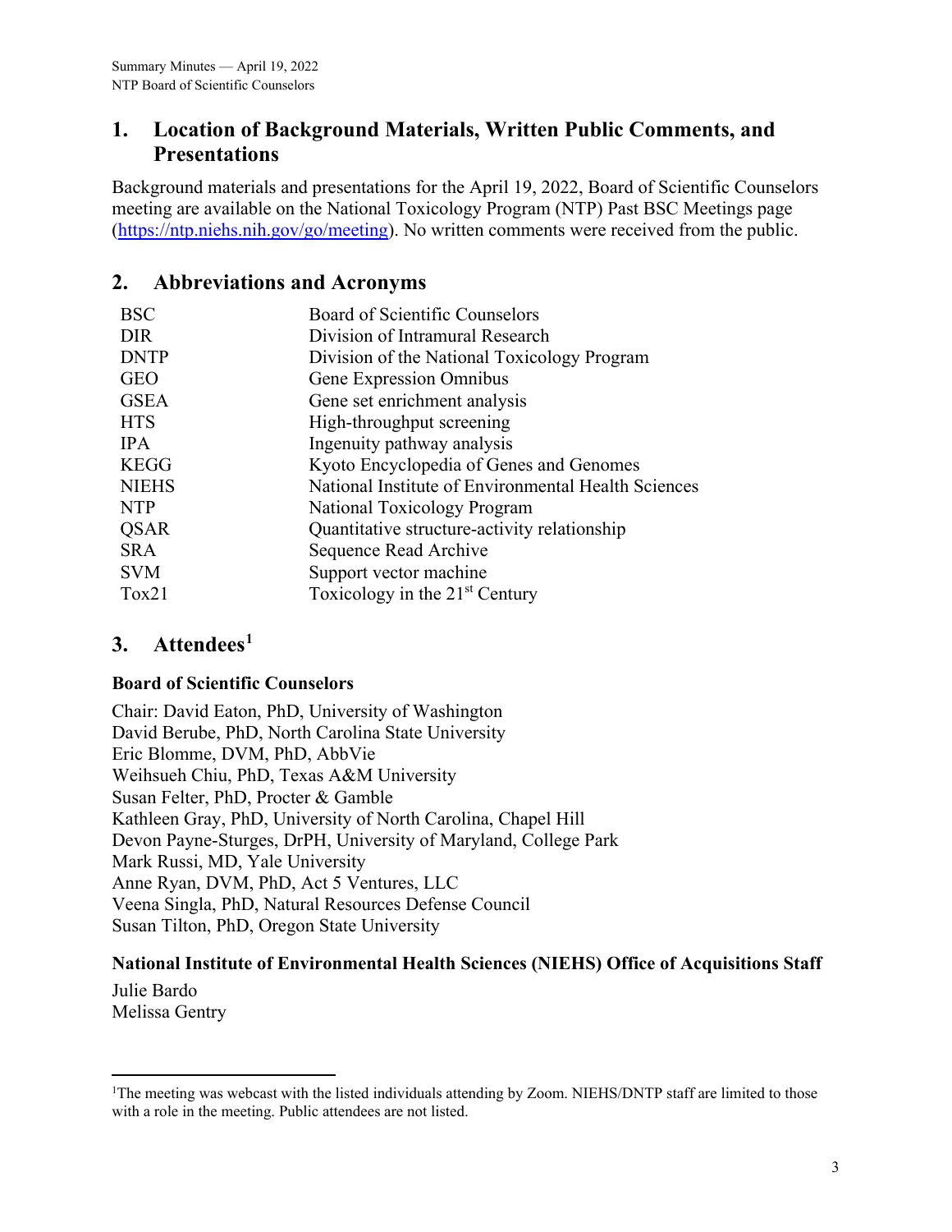## 1. Location of Background Materials, Written Public Comments, and Presentations

Background materials and presentations for the April 19, 2022, Board of Scientific Counselors meeting are available on the National Toxicology Program (NTP) Past BSC Meetings page (https://ntp.niehs.nih.gov/go/meeting). No written comments were received from the public.

## 2. Abbreviations and Acronyms

| | |
|---|---|
| BSC | Board of Scientific Counselors |
| DIR | Division of Intramural Research |
| DNTP | Division of the National Toxicology Program |
| GEO | Gene Expression Omnibus |
| GSEA | Gene set enrichment analysis |
| HTS | High-throughput screening |
| IPA | Ingenuity pathway analysis |
| KEGG | Kyoto Encyclopedia of Genes and Genomes |
| NIEHS | National Institute of Environmental Health Sciences |
| NTP | National Toxicology Program |
| QSAR | Quantitative structure-activity relationship |
| SRA | Sequence Read Archive |
| SVM | Support vector machine |
| Tox21 | Toxicology in the 21st Century |

## 3. Attendees[1]

**Board of Scientific Counselors**

Chair: David Eaton, PhD, University of Washington
David Berube, PhD, North Carolina State University
Eric Blomme, DVM, PhD, AbbVie
Weihsueh Chiu, PhD, Texas A&M University
Susan Felter, PhD, Procter & Gamble
Kathleen Gray, PhD, University of North Carolina, Chapel Hill
Devon Payne-Sturges, DrPH, University of Maryland, College Park
Mark Russi, MD, Yale University
Anne Ryan, DVM, PhD, Act 5 Ventures, LLC
Veena Singla, PhD, Natural Resources Defense Council
Susan Tilton, PhD, Oregon State University

**National Institute of Environmental Health Sciences (NIEHS) Office of Acquisitions Staff**

Julie Bardo
Melissa Gentry

---

[1] The meeting was webcast with the listed individuals attending by Zoom. NIEHS/DNTP staff are limited to those with a role in the meeting. Public attendees are not listed.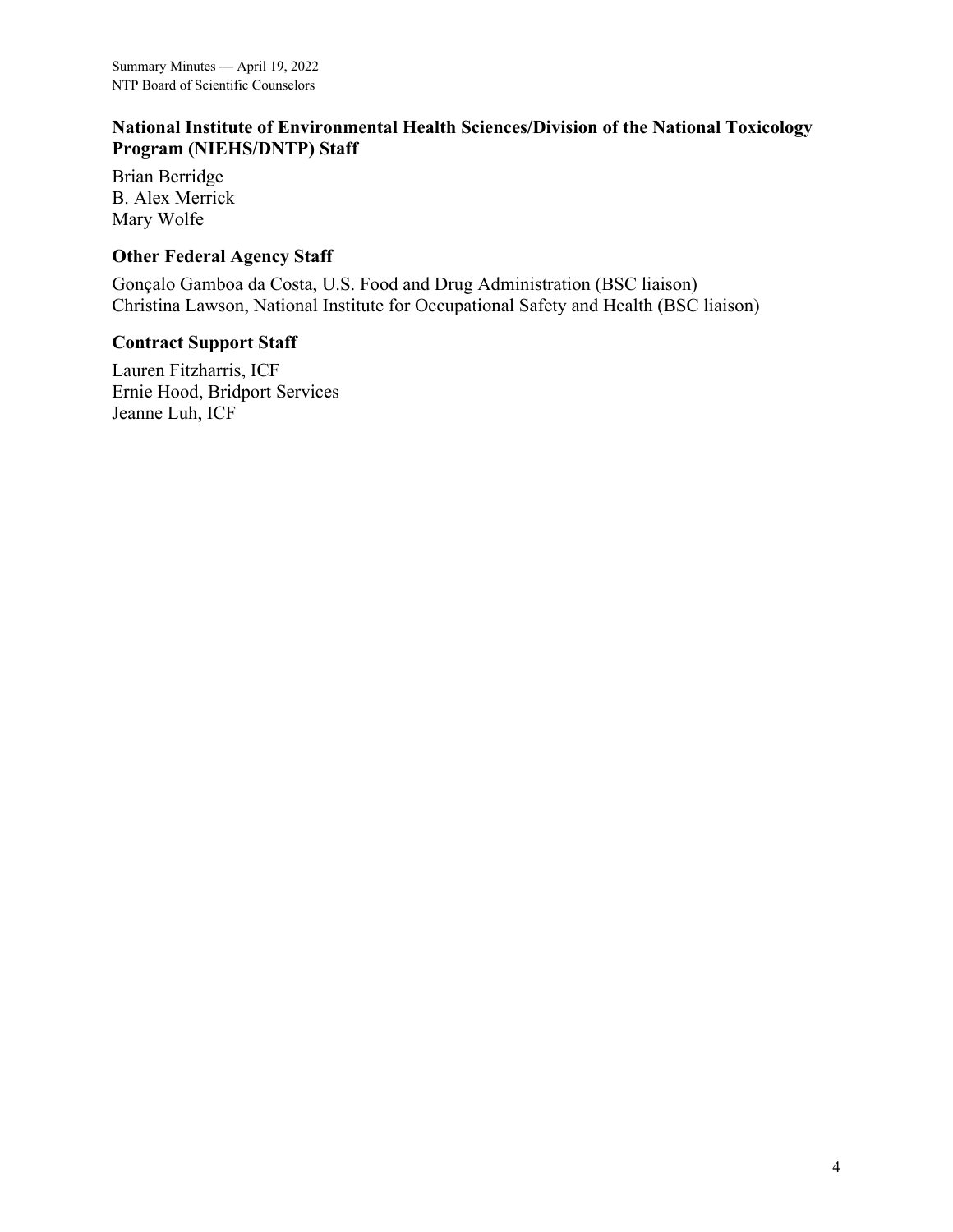### National Institute of Environmental Health Sciences/Division of the National Toxicology Program (NIEHS/DNTP) Staff

Brian Berridge
B. Alex Merrick
Mary Wolfe

### Other Federal Agency Staff

Gonçalo Gamboa da Costa, U.S. Food and Drug Administration (BSC liaison)
Christina Lawson, National Institute for Occupational Safety and Health (BSC liaison)

### Contract Support Staff

Lauren Fitzharris, ICF
Ernie Hood, Bridport Services
Jeanne Luh, ICF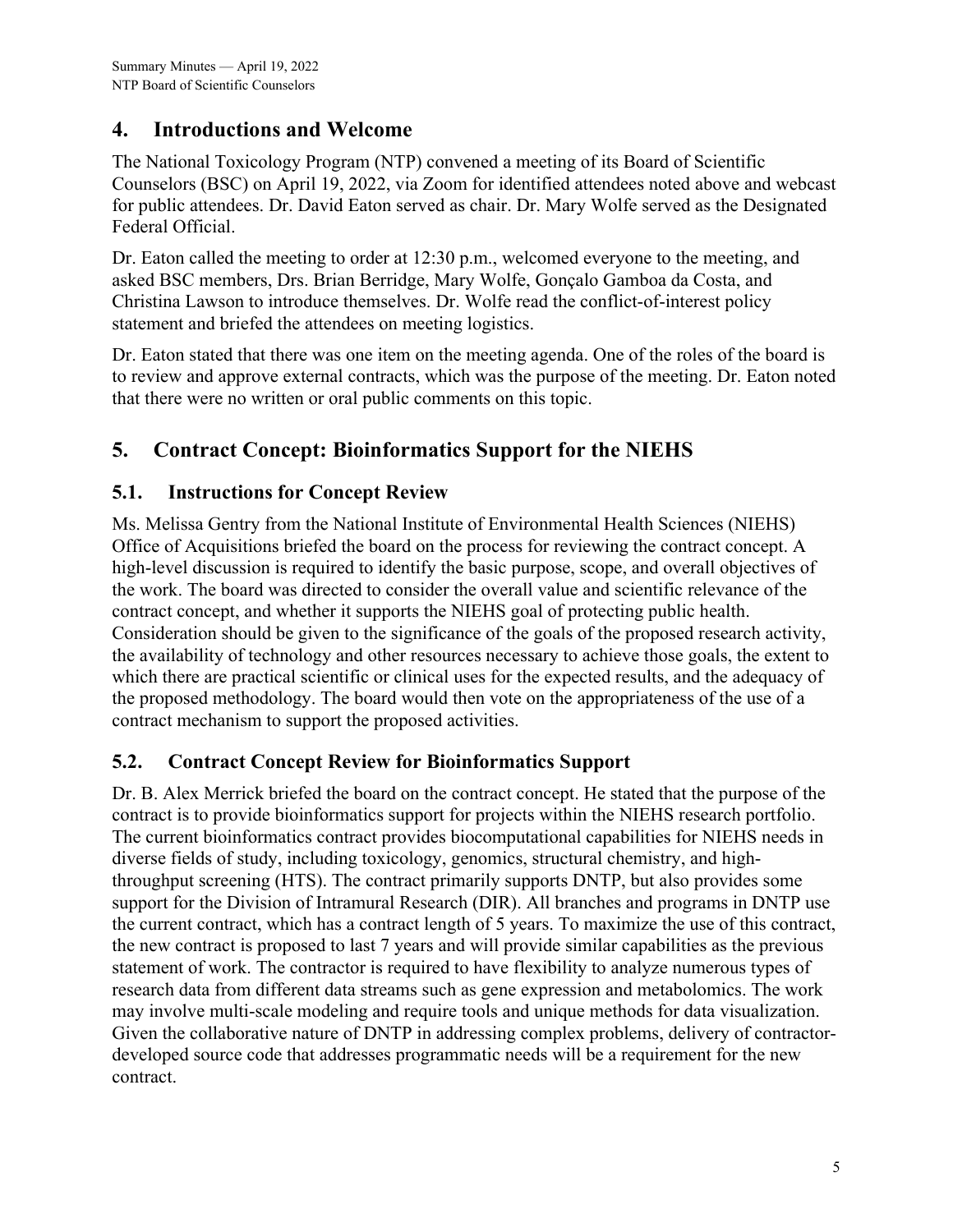## 4. Introductions and Welcome

The National Toxicology Program (NTP) convened a meeting of its Board of Scientific Counselors (BSC) on April 19, 2022, via Zoom for identified attendees noted above and webcast for public attendees. Dr. David Eaton served as chair. Dr. Mary Wolfe served as the Designated Federal Official.

Dr. Eaton called the meeting to order at 12:30 p.m., welcomed everyone to the meeting, and asked BSC members, Drs. Brian Berridge, Mary Wolfe, Gonçalo Gamboa da Costa, and Christina Lawson to introduce themselves. Dr. Wolfe read the conflict-of-interest policy statement and briefed the attendees on meeting logistics.

Dr. Eaton stated that there was one item on the meeting agenda. One of the roles of the board is to review and approve external contracts, which was the purpose of the meeting. Dr. Eaton noted that there were no written or oral public comments on this topic.

## 5. Contract Concept: Bioinformatics Support for the NIEHS

### 5.1. Instructions for Concept Review

Ms. Melissa Gentry from the National Institute of Environmental Health Sciences (NIEHS) Office of Acquisitions briefed the board on the process for reviewing the contract concept. A high-level discussion is required to identify the basic purpose, scope, and overall objectives of the work. The board was directed to consider the overall value and scientific relevance of the contract concept, and whether it supports the NIEHS goal of protecting public health. Consideration should be given to the significance of the goals of the proposed research activity, the availability of technology and other resources necessary to achieve those goals, the extent to which there are practical scientific or clinical uses for the expected results, and the adequacy of the proposed methodology. The board would then vote on the appropriateness of the use of a contract mechanism to support the proposed activities.

### 5.2. Contract Concept Review for Bioinformatics Support

Dr. B. Alex Merrick briefed the board on the contract concept. He stated that the purpose of the contract is to provide bioinformatics support for projects within the NIEHS research portfolio. The current bioinformatics contract provides biocomputational capabilities for NIEHS needs in diverse fields of study, including toxicology, genomics, structural chemistry, and high-throughput screening (HTS). The contract primarily supports DNTP, but also provides some support for the Division of Intramural Research (DIR). All branches and programs in DNTP use the current contract, which has a contract length of 5 years. To maximize the use of this contract, the new contract is proposed to last 7 years and will provide similar capabilities as the previous statement of work. The contractor is required to have flexibility to analyze numerous types of research data from different data streams such as gene expression and metabolomics. The work may involve multi-scale modeling and require tools and unique methods for data visualization. Given the collaborative nature of DNTP in addressing complex problems, delivery of contractor-developed source code that addresses programmatic needs will be a requirement for the new contract.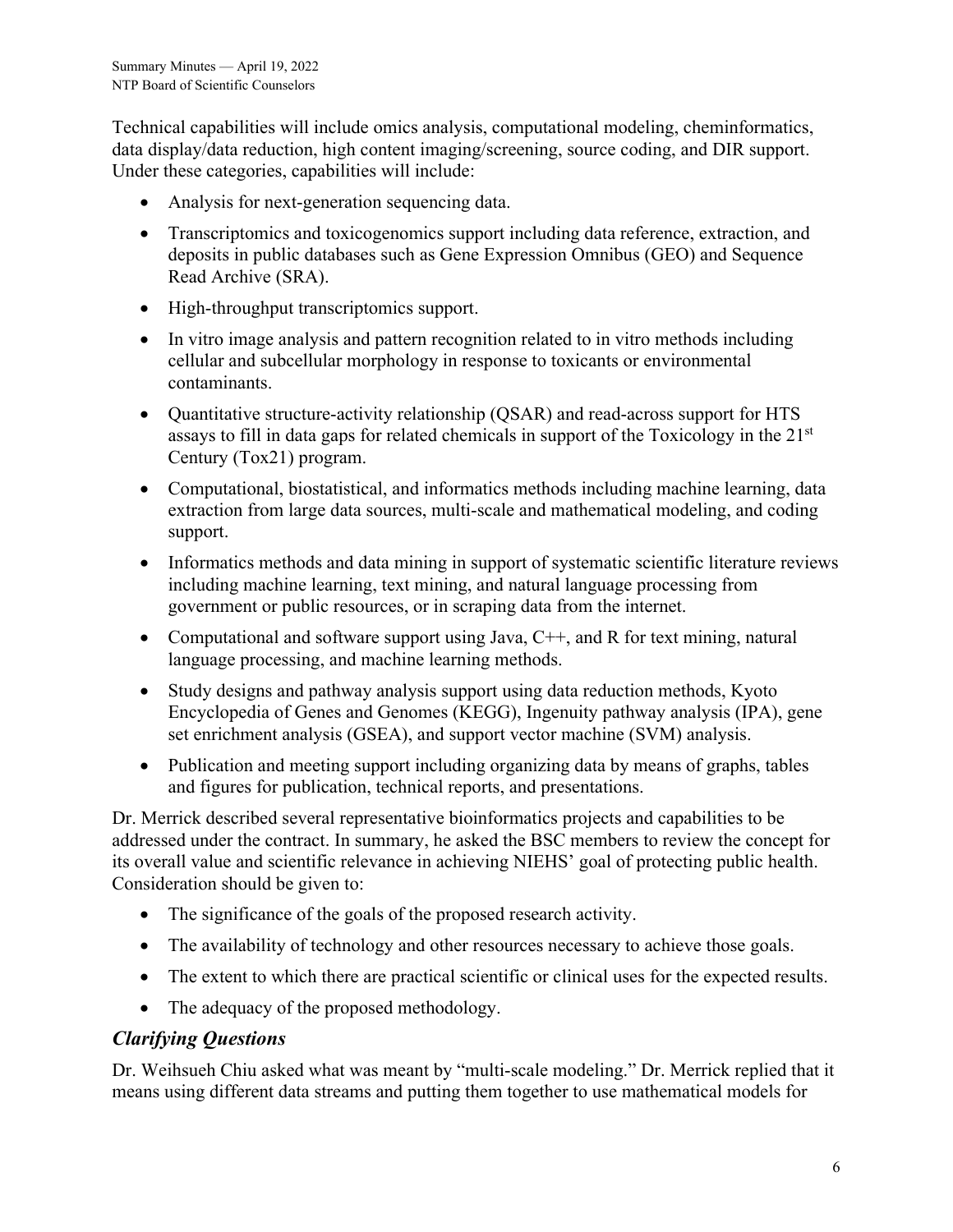Technical capabilities will include omics analysis, computational modeling, cheminformatics, data display/data reduction, high content imaging/screening, source coding, and DIR support. Under these categories, capabilities will include:

- Analysis for next-generation sequencing data.
- Transcriptomics and toxicogenomics support including data reference, extraction, and deposits in public databases such as Gene Expression Omnibus (GEO) and Sequence Read Archive (SRA).
- High-throughput transcriptomics support.
- In vitro image analysis and pattern recognition related to in vitro methods including cellular and subcellular morphology in response to toxicants or environmental contaminants.
- Quantitative structure-activity relationship (QSAR) and read-across support for HTS assays to fill in data gaps for related chemicals in support of the Toxicology in the 21st Century (Tox21) program.
- Computational, biostatistical, and informatics methods including machine learning, data extraction from large data sources, multi-scale and mathematical modeling, and coding support.
- Informatics methods and data mining in support of systematic scientific literature reviews including machine learning, text mining, and natural language processing from government or public resources, or in scraping data from the internet.
- Computational and software support using Java, C++, and R for text mining, natural language processing, and machine learning methods.
- Study designs and pathway analysis support using data reduction methods, Kyoto Encyclopedia of Genes and Genomes (KEGG), Ingenuity pathway analysis (IPA), gene set enrichment analysis (GSEA), and support vector machine (SVM) analysis.
- Publication and meeting support including organizing data by means of graphs, tables and figures for publication, technical reports, and presentations.

Dr. Merrick described several representative bioinformatics projects and capabilities to be addressed under the contract. In summary, he asked the BSC members to review the concept for its overall value and scientific relevance in achieving NIEHS' goal of protecting public health. Consideration should be given to:

- The significance of the goals of the proposed research activity.
- The availability of technology and other resources necessary to achieve those goals.
- The extent to which there are practical scientific or clinical uses for the expected results.
- The adequacy of the proposed methodology.

### *Clarifying Questions*

Dr. Weihsueh Chiu asked what was meant by "multi-scale modeling." Dr. Merrick replied that it means using different data streams and putting them together to use mathematical models for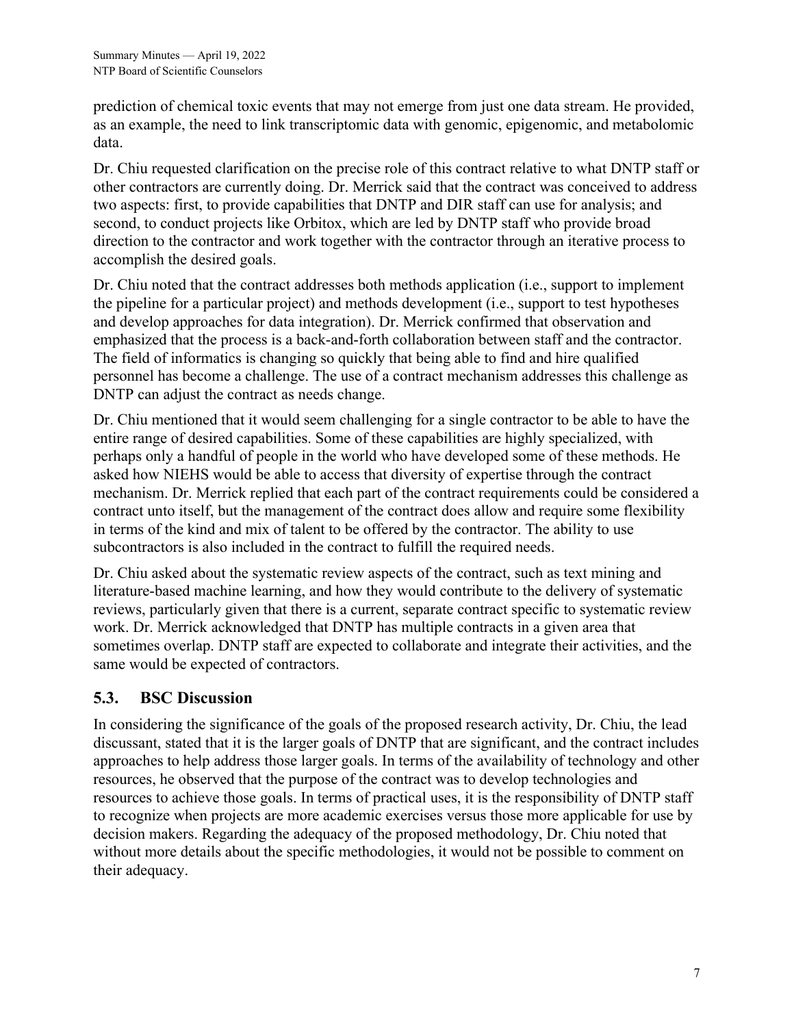prediction of chemical toxic events that may not emerge from just one data stream. He provided, as an example, the need to link transcriptomic data with genomic, epigenomic, and metabolomic data.

Dr. Chiu requested clarification on the precise role of this contract relative to what DNTP staff or other contractors are currently doing. Dr. Merrick said that the contract was conceived to address two aspects: first, to provide capabilities that DNTP and DIR staff can use for analysis; and second, to conduct projects like Orbitox, which are led by DNTP staff who provide broad direction to the contractor and work together with the contractor through an iterative process to accomplish the desired goals.

Dr. Chiu noted that the contract addresses both methods application (i.e., support to implement the pipeline for a particular project) and methods development (i.e., support to test hypotheses and develop approaches for data integration). Dr. Merrick confirmed that observation and emphasized that the process is a back-and-forth collaboration between staff and the contractor. The field of informatics is changing so quickly that being able to find and hire qualified personnel has become a challenge. The use of a contract mechanism addresses this challenge as DNTP can adjust the contract as needs change.

Dr. Chiu mentioned that it would seem challenging for a single contractor to be able to have the entire range of desired capabilities. Some of these capabilities are highly specialized, with perhaps only a handful of people in the world who have developed some of these methods. He asked how NIEHS would be able to access that diversity of expertise through the contract mechanism. Dr. Merrick replied that each part of the contract requirements could be considered a contract unto itself, but the management of the contract does allow and require some flexibility in terms of the kind and mix of talent to be offered by the contractor. The ability to use subcontractors is also included in the contract to fulfill the required needs.

Dr. Chiu asked about the systematic review aspects of the contract, such as text mining and literature-based machine learning, and how they would contribute to the delivery of systematic reviews, particularly given that there is a current, separate contract specific to systematic review work. Dr. Merrick acknowledged that DNTP has multiple contracts in a given area that sometimes overlap. DNTP staff are expected to collaborate and integrate their activities, and the same would be expected of contractors.

## 5.3. BSC Discussion

In considering the significance of the goals of the proposed research activity, Dr. Chiu, the lead discussant, stated that it is the larger goals of DNTP that are significant, and the contract includes approaches to help address those larger goals. In terms of the availability of technology and other resources, he observed that the purpose of the contract was to develop technologies and resources to achieve those goals. In terms of practical uses, it is the responsibility of DNTP staff to recognize when projects are more academic exercises versus those more applicable for use by decision makers. Regarding the adequacy of the proposed methodology, Dr. Chiu noted that without more details about the specific methodologies, it would not be possible to comment on their adequacy.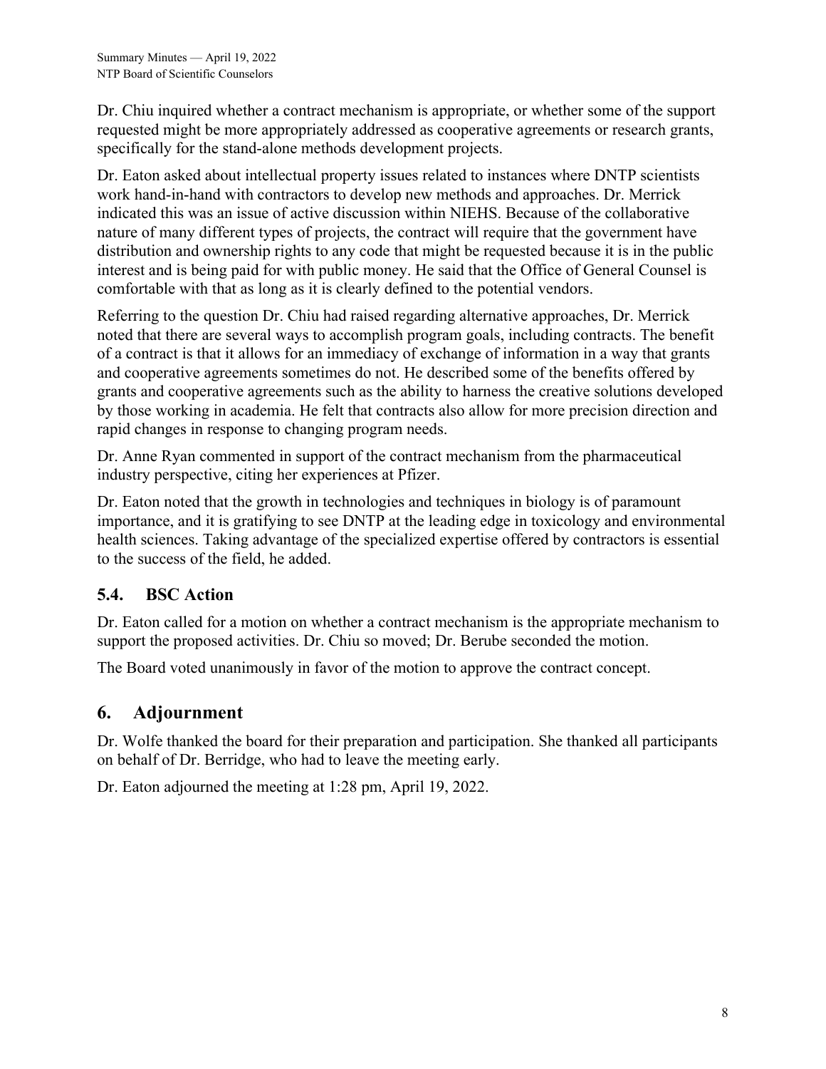Dr. Chiu inquired whether a contract mechanism is appropriate, or whether some of the support requested might be more appropriately addressed as cooperative agreements or research grants, specifically for the stand-alone methods development projects.

Dr. Eaton asked about intellectual property issues related to instances where DNTP scientists work hand-in-hand with contractors to develop new methods and approaches. Dr. Merrick indicated this was an issue of active discussion within NIEHS. Because of the collaborative nature of many different types of projects, the contract will require that the government have distribution and ownership rights to any code that might be requested because it is in the public interest and is being paid for with public money. He said that the Office of General Counsel is comfortable with that as long as it is clearly defined to the potential vendors.

Referring to the question Dr. Chiu had raised regarding alternative approaches, Dr. Merrick noted that there are several ways to accomplish program goals, including contracts. The benefit of a contract is that it allows for an immediacy of exchange of information in a way that grants and cooperative agreements sometimes do not. He described some of the benefits offered by grants and cooperative agreements such as the ability to harness the creative solutions developed by those working in academia. He felt that contracts also allow for more precision direction and rapid changes in response to changing program needs.

Dr. Anne Ryan commented in support of the contract mechanism from the pharmaceutical industry perspective, citing her experiences at Pfizer.

Dr. Eaton noted that the growth in technologies and techniques in biology is of paramount importance, and it is gratifying to see DNTP at the leading edge in toxicology and environmental health sciences. Taking advantage of the specialized expertise offered by contractors is essential to the success of the field, he added.

### 5.4. BSC Action

Dr. Eaton called for a motion on whether a contract mechanism is the appropriate mechanism to support the proposed activities. Dr. Chiu so moved; Dr. Berube seconded the motion.

The Board voted unanimously in favor of the motion to approve the contract concept.

## 6. Adjournment

Dr. Wolfe thanked the board for their preparation and participation. She thanked all participants on behalf of Dr. Berridge, who had to leave the meeting early.

Dr. Eaton adjourned the meeting at 1:28 pm, April 19, 2022.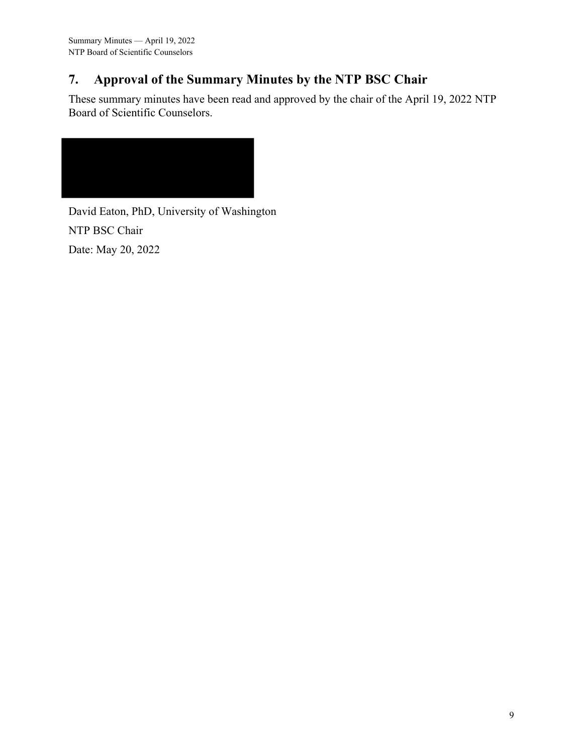## 7. Approval of the Summary Minutes by the NTP BSC Chair

These summary minutes have been read and approved by the chair of the April 19, 2022 NTP Board of Scientific Counselors.

David Eaton, PhD, University of Washington

NTP BSC Chair

Date: May 20, 2022